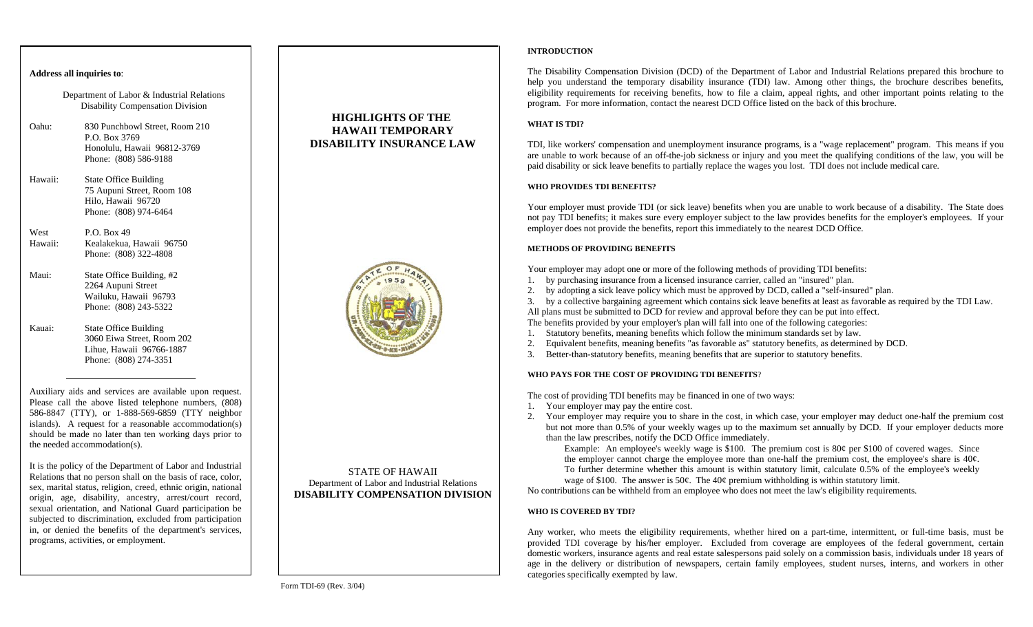**Address all inquiries to**:

Department of Labor & Industrial Relations
Disability Compensation Division

Oahu: 830 Punchbowl Street, Room 210
P.O. Box 3769
Honolulu, Hawaii 96812-3769
Phone: (808) 586-9188

Hawaii: State Office Building
75 Aupuni Street, Room 108
Hilo, Hawaii 96720
Phone: (808) 974-6464

West Hawaii: P.O. Box 49
Kealakekua, Hawaii 96750
Phone: (808) 322-4808

Maui: State Office Building, #2
2264 Aupuni Street
Wailuku, Hawaii 96793
Phone: (808) 243-5322

Kauai: State Office Building
3060 Eiwa Street, Room 202
Lihue, Hawaii 96766-1887
Phone: (808) 274-3351

Auxiliary aids and services are available upon request. Please call the above listed telephone numbers, (808) 586-8847 (TTY), or 1-888-569-6859 (TTY neighbor islands). A request for a reasonable accommodation(s) should be made no later than ten working days prior to the needed accommodation(s).

It is the policy of the Department of Labor and Industrial Relations that no person shall on the basis of race, color, sex, marital status, religion, creed, ethnic origin, national origin, age, disability, ancestry, arrest/court record, sexual orientation, and National Guard participation be subjected to discrimination, excluded from participation in, or denied the benefits of the department's services, programs, activities, or employment.

# HIGHLIGHTS OF THE HAWAII TEMPORARY DISABILITY INSURANCE LAW

STATE OF HAWAII
Department of Labor and Industrial Relations
**DISABILITY COMPENSATION DIVISION**

Form TDI-69 (Rev. 3/04)

## INTRODUCTION

The Disability Compensation Division (DCD) of the Department of Labor and Industrial Relations prepared this brochure to help you understand the temporary disability insurance (TDI) law. Among other things, the brochure describes benefits, eligibility requirements for receiving benefits, how to file a claim, appeal rights, and other important points relating to the program. For more information, contact the nearest DCD Office listed on the back of this brochure.

## WHAT IS TDI?

TDI, like workers' compensation and unemployment insurance programs, is a "wage replacement" program. This means if you are unable to work because of an off-the-job sickness or injury and you meet the qualifying conditions of the law, you will be paid disability or sick leave benefits to partially replace the wages you lost. TDI does not include medical care.

## WHO PROVIDES TDI BENEFITS?

Your employer must provide TDI (or sick leave) benefits when you are unable to work because of a disability. The State does not pay TDI benefits; it makes sure every employer subject to the law provides benefits for the employer's employees. If your employer does not provide the benefits, report this immediately to the nearest DCD Office.

## METHODS OF PROVIDING BENEFITS

Your employer may adopt one or more of the following methods of providing TDI benefits:

1. by purchasing insurance from a licensed insurance carrier, called an "insured" plan.
2. by adopting a sick leave policy which must be approved by DCD, called a "self-insured" plan.
3. by a collective bargaining agreement which contains sick leave benefits at least as favorable as required by the TDI Law.

All plans must be submitted to DCD for review and approval before they can be put into effect.

The benefits provided by your employer's plan will fall into one of the following categories:

1. Statutory benefits, meaning benefits which follow the minimum standards set by law.
2. Equivalent benefits, meaning benefits "as favorable as" statutory benefits, as determined by DCD.
3. Better-than-statutory benefits, meaning benefits that are superior to statutory benefits.

## WHO PAYS FOR THE COST OF PROVIDING TDI BENEFITS?

The cost of providing TDI benefits may be financed in one of two ways:

1. Your employer may pay the entire cost.
2. Your employer may require you to share in the cost, in which case, your employer may deduct one-half the premium cost but not more than 0.5% of your weekly wages up to the maximum set annually by DCD. If your employer deducts more than the law prescribes, notify the DCD Office immediately.

   Example: An employee's weekly wage is $100. The premium cost is 80¢ per $100 of covered wages. Since the employer cannot charge the employee more than one-half the premium cost, the employee's share is 40¢. To further determine whether this amount is within statutory limit, calculate 0.5% of the employee's weekly wage of $100. The answer is 50¢. The 40¢ premium withholding is within statutory limit.

No contributions can be withheld from an employee who does not meet the law's eligibility requirements.

## WHO IS COVERED BY TDI?

Any worker, who meets the eligibility requirements, whether hired on a part-time, intermittent, or full-time basis, must be provided TDI coverage by his/her employer. Excluded from coverage are employees of the federal government, certain domestic workers, insurance agents and real estate salespersons paid solely on a commission basis, individuals under 18 years of age in the delivery or distribution of newspapers, certain family employees, student nurses, interns, and workers in other categories specifically exempted by law.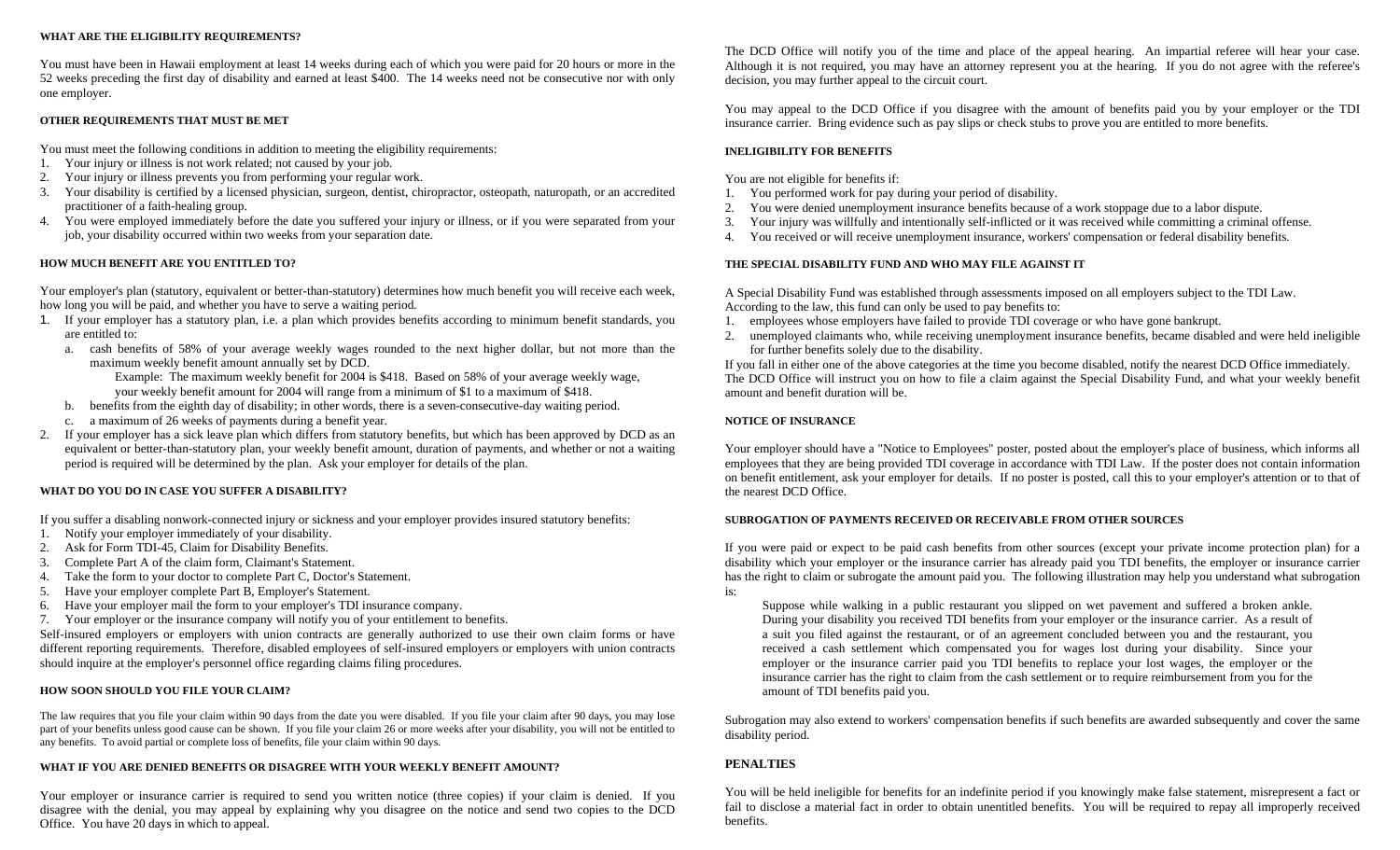#### WHAT ARE THE ELIGIBILITY REQUIREMENTS?

You must have been in Hawaii employment at least 14 weeks during each of which you were paid for 20 hours or more in the 52 weeks preceding the first day of disability and earned at least $400. The 14 weeks need not be consecutive nor with only one employer.

#### OTHER REQUIREMENTS THAT MUST BE MET

You must meet the following conditions in addition to meeting the eligibility requirements:

1. Your injury or illness is not work related; not caused by your job.
2. Your injury or illness prevents you from performing your regular work.
3. Your disability is certified by a licensed physician, surgeon, dentist, chiropractor, osteopath, naturopath, or an accredited practitioner of a faith-healing group.
4. You were employed immediately before the date you suffered your injury or illness, or if you were separated from your job, your disability occurred within two weeks from your separation date.

#### HOW MUCH BENEFIT ARE YOU ENTITLED TO?

Your employer's plan (statutory, equivalent or better-than-statutory) determines how much benefit you will receive each week, how long you will be paid, and whether you have to serve a waiting period.

1. If your employer has a statutory plan, i.e. a plan which provides benefits according to minimum benefit standards, you are entitled to:
   a. cash benefits of 58% of your average weekly wages rounded to the next higher dollar, but not more than the maximum weekly benefit amount annually set by DCD.

      Example: The maximum weekly benefit for 2004 is $418. Based on 58% of your average weekly wage, your weekly benefit amount for 2004 will range from a minimum of $1 to a maximum of $418.

   b. benefits from the eighth day of disability; in other words, there is a seven-consecutive-day waiting period.
   c. a maximum of 26 weeks of payments during a benefit year.
2. If your employer has a sick leave plan which differs from statutory benefits, but which has been approved by DCD as an equivalent or better-than-statutory plan, your weekly benefit amount, duration of payments, and whether or not a waiting period is required will be determined by the plan. Ask your employer for details of the plan.

#### WHAT DO YOU DO IN CASE YOU SUFFER A DISABILITY?

If you suffer a disabling nonwork-connected injury or sickness and your employer provides insured statutory benefits:

1. Notify your employer immediately of your disability.
2. Ask for Form TDI-45, Claim for Disability Benefits.
3. Complete Part A of the claim form, Claimant's Statement.
4. Take the form to your doctor to complete Part C, Doctor's Statement.
5. Have your employer complete Part B, Employer's Statement.
6. Have your employer mail the form to your employer's TDI insurance company.
7. Your employer or the insurance company will notify you of your entitlement to benefits.

Self-insured employers or employers with union contracts are generally authorized to use their own claim forms or have different reporting requirements. Therefore, disabled employees of self-insured employers or employers with union contracts should inquire at the employer's personnel office regarding claims filing procedures.

#### HOW SOON SHOULD YOU FILE YOUR CLAIM?

The law requires that you file your claim within 90 days from the date you were disabled. If you file your claim after 90 days, you may lose part of your benefits unless good cause can be shown. If you file your claim 26 or more weeks after your disability, you will not be entitled to any benefits. To avoid partial or complete loss of benefits, file your claim within 90 days.

#### WHAT IF YOU ARE DENIED BENEFITS OR DISAGREE WITH YOUR WEEKLY BENEFIT AMOUNT?

Your employer or insurance carrier is required to send you written notice (three copies) if your claim is denied. If you disagree with the denial, you may appeal by explaining why you disagree on the notice and send two copies to the DCD Office. You have 20 days in which to appeal.

The DCD Office will notify you of the time and place of the appeal hearing. An impartial referee will hear your case. Although it is not required, you may have an attorney represent you at the hearing. If you do not agree with the referee's decision, you may further appeal to the circuit court.

You may appeal to the DCD Office if you disagree with the amount of benefits paid you by your employer or the TDI insurance carrier. Bring evidence such as pay slips or check stubs to prove you are entitled to more benefits.

#### INELIGIBILITY FOR BENEFITS

You are not eligible for benefits if:

1. You performed work for pay during your period of disability.
2. You were denied unemployment insurance benefits because of a work stoppage due to a labor dispute.
3. Your injury was willfully and intentionally self-inflicted or it was received while committing a criminal offense.
4. You received or will receive unemployment insurance, workers' compensation or federal disability benefits.

#### THE SPECIAL DISABILITY FUND AND WHO MAY FILE AGAINST IT

A Special Disability Fund was established through assessments imposed on all employers subject to the TDI Law. According to the law, this fund can only be used to pay benefits to:

1. employees whose employers have failed to provide TDI coverage or who have gone bankrupt.
2. unemployed claimants who, while receiving unemployment insurance benefits, became disabled and were held ineligible for further benefits solely due to the disability.

If you fall in either one of the above categories at the time you become disabled, notify the nearest DCD Office immediately. The DCD Office will instruct you on how to file a claim against the Special Disability Fund, and what your weekly benefit amount and benefit duration will be.

#### NOTICE OF INSURANCE

Your employer should have a "Notice to Employees" poster, posted about the employer's place of business, which informs all employees that they are being provided TDI coverage in accordance with TDI Law. If the poster does not contain information on benefit entitlement, ask your employer for details. If no poster is posted, call this to your employer's attention or to that of the nearest DCD Office.

#### SUBROGATION OF PAYMENTS RECEIVED OR RECEIVABLE FROM OTHER SOURCES

If you were paid or expect to be paid cash benefits from other sources (except your private income protection plan) for a disability which your employer or the insurance carrier has already paid you TDI benefits, the employer or insurance carrier has the right to claim or subrogate the amount paid you. The following illustration may help you understand what subrogation is:

> Suppose while walking in a public restaurant you slipped on wet pavement and suffered a broken ankle. During your disability you received TDI benefits from your employer or the insurance carrier. As a result of a suit you filed against the restaurant, or of an agreement concluded between you and the restaurant, you received a cash settlement which compensated you for wages lost during your disability. Since your employer or the insurance carrier paid you TDI benefits to replace your lost wages, the employer or the insurance carrier has the right to claim from the cash settlement or to require reimbursement from you for the amount of TDI benefits paid you.

Subrogation may also extend to workers' compensation benefits if such benefits are awarded subsequently and cover the same disability period.

#### PENALTIES

You will be held ineligible for benefits for an indefinite period if you knowingly make false statement, misrepresent a fact or fail to disclose a material fact in order to obtain unentitled benefits. You will be required to repay all improperly received benefits.